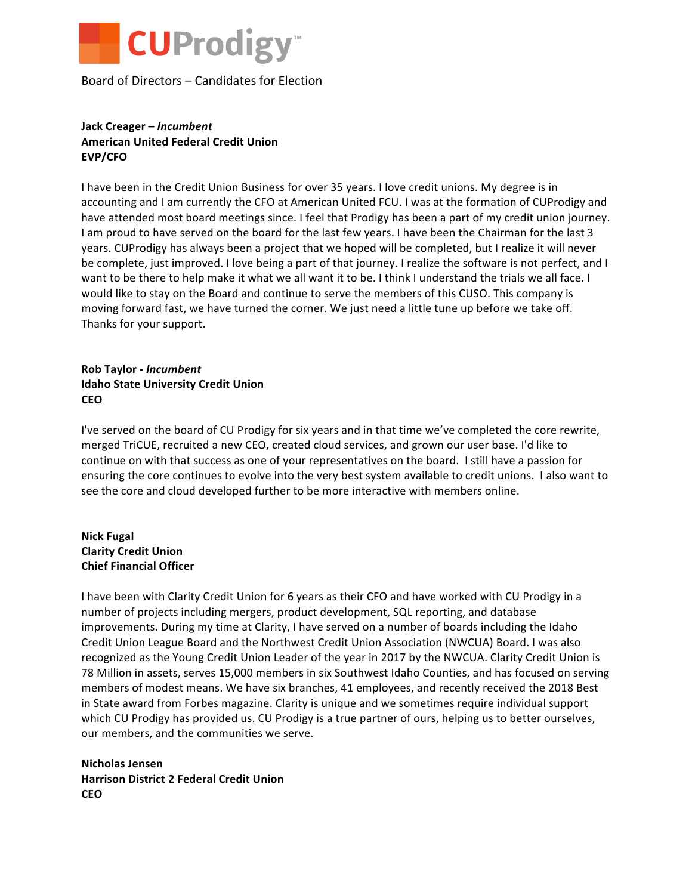# CUProdigy™

Board of Directors – Candidates for Election

**Jack Creager – *Incumbent***
**American United Federal Credit Union**
**EVP/CFO**

I have been in the Credit Union Business for over 35 years. I love credit unions. My degree is in accounting and I am currently the CFO at American United FCU. I was at the formation of CUProdigy and have attended most board meetings since. I feel that Prodigy has been a part of my credit union journey. I am proud to have served on the board for the last few years. I have been the Chairman for the last 3 years. CUProdigy has always been a project that we hoped will be completed, but I realize it will never be complete, just improved. I love being a part of that journey. I realize the software is not perfect, and I want to be there to help make it what we all want it to be. I think I understand the trials we all face. I would like to stay on the Board and continue to serve the members of this CUSO. This company is moving forward fast, we have turned the corner. We just need a little tune up before we take off. Thanks for your support.

**Rob Taylor - *Incumbent***
**Idaho State University Credit Union**
**CEO**

I've served on the board of CU Prodigy for six years and in that time we've completed the core rewrite, merged TriCUE, recruited a new CEO, created cloud services, and grown our user base. I'd like to continue on with that success as one of your representatives on the board. I still have a passion for ensuring the core continues to evolve into the very best system available to credit unions. I also want to see the core and cloud developed further to be more interactive with members online.

**Nick Fugal**
**Clarity Credit Union**
**Chief Financial Officer**

I have been with Clarity Credit Union for 6 years as their CFO and have worked with CU Prodigy in a number of projects including mergers, product development, SQL reporting, and database improvements. During my time at Clarity, I have served on a number of boards including the Idaho Credit Union League Board and the Northwest Credit Union Association (NWCUA) Board. I was also recognized as the Young Credit Union Leader of the year in 2017 by the NWCUA. Clarity Credit Union is 78 Million in assets, serves 15,000 members in six Southwest Idaho Counties, and has focused on serving members of modest means. We have six branches, 41 employees, and recently received the 2018 Best in State award from Forbes magazine. Clarity is unique and we sometimes require individual support which CU Prodigy has provided us. CU Prodigy is a true partner of ours, helping us to better ourselves, our members, and the communities we serve.

**Nicholas Jensen**
**Harrison District 2 Federal Credit Union**
**CEO**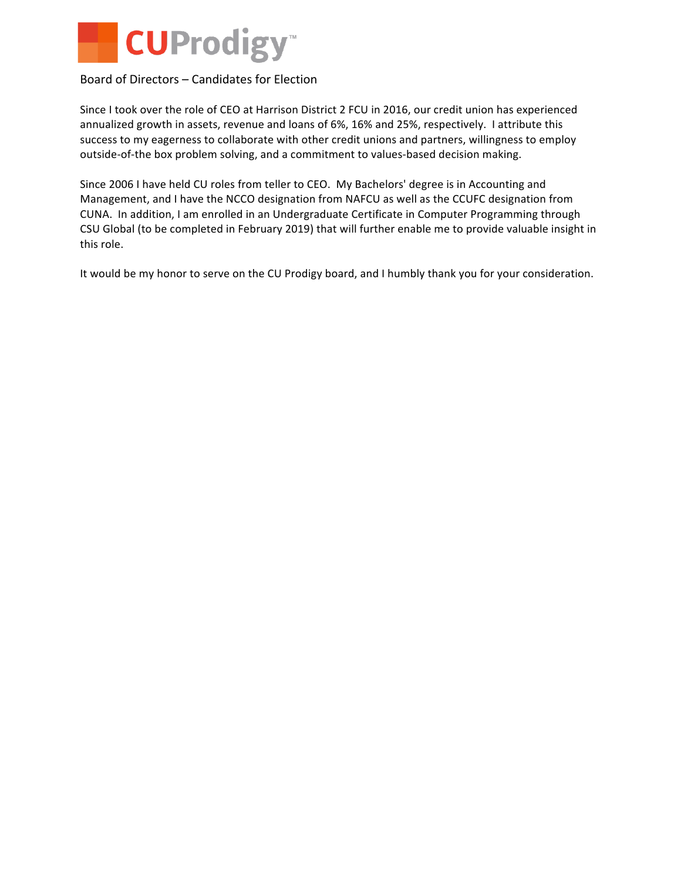CUProdigy™

Board of Directors – Candidates for Election

Since I took over the role of CEO at Harrison District 2 FCU in 2016, our credit union has experienced annualized growth in assets, revenue and loans of 6%, 16% and 25%, respectively. I attribute this success to my eagerness to collaborate with other credit unions and partners, willingness to employ outside-of-the box problem solving, and a commitment to values-based decision making.

Since 2006 I have held CU roles from teller to CEO. My Bachelors' degree is in Accounting and Management, and I have the NCCO designation from NAFCU as well as the CCUFC designation from CUNA. In addition, I am enrolled in an Undergraduate Certificate in Computer Programming through CSU Global (to be completed in February 2019) that will further enable me to provide valuable insight in this role.

It would be my honor to serve on the CU Prodigy board, and I humbly thank you for your consideration.